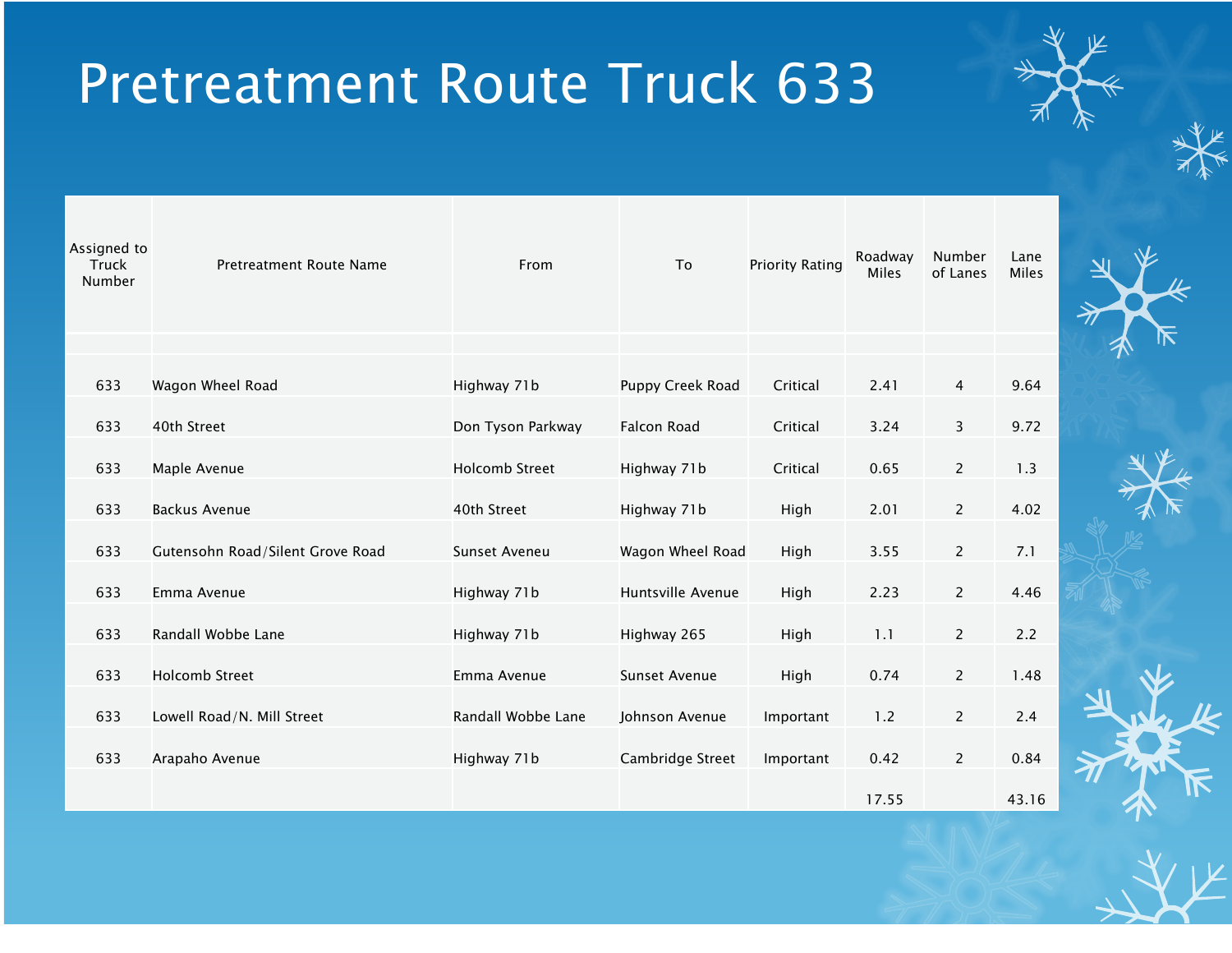# Pretreatment Route Truck 633

| Assigned to Truck Number | Pretreatment Route Name | From | To | Priority Rating | Roadway Miles | Number of Lanes | Lane Miles |
|---|---|---|---|---|---|---|---|
| | | | | | | | |
| 633 | Wagon Wheel Road | Highway 71b | Puppy Creek Road | Critical | 2.41 | 4 | 9.64 |
| 633 | 40th Street | Don Tyson Parkway | Falcon Road | Critical | 3.24 | 3 | 9.72 |
| 633 | Maple Avenue | Holcomb Street | Highway 71b | Critical | 0.65 | 2 | 1.3 |
| 633 | Backus Avenue | 40th Street | Highway 71b | High | 2.01 | 2 | 4.02 |
| 633 | Gutensohn Road/Silent Grove Road | Sunset Aveneu | Wagon Wheel Road | High | 3.55 | 2 | 7.1 |
| 633 | Emma Avenue | Highway 71b | Huntsville Avenue | High | 2.23 | 2 | 4.46 |
| 633 | Randall Wobbe Lane | Highway 71b | Highway 265 | High | 1.1 | 2 | 2.2 |
| 633 | Holcomb Street | Emma Avenue | Sunset Avenue | High | 0.74 | 2 | 1.48 |
| 633 | Lowell Road/N. Mill Street | Randall Wobbe Lane | Johnson Avenue | Important | 1.2 | 2 | 2.4 |
| 633 | Arapaho Avenue | Highway 71b | Cambridge Street | Important | 0.42 | 2 | 0.84 |
| | | | | | 17.55 | | 43.16 |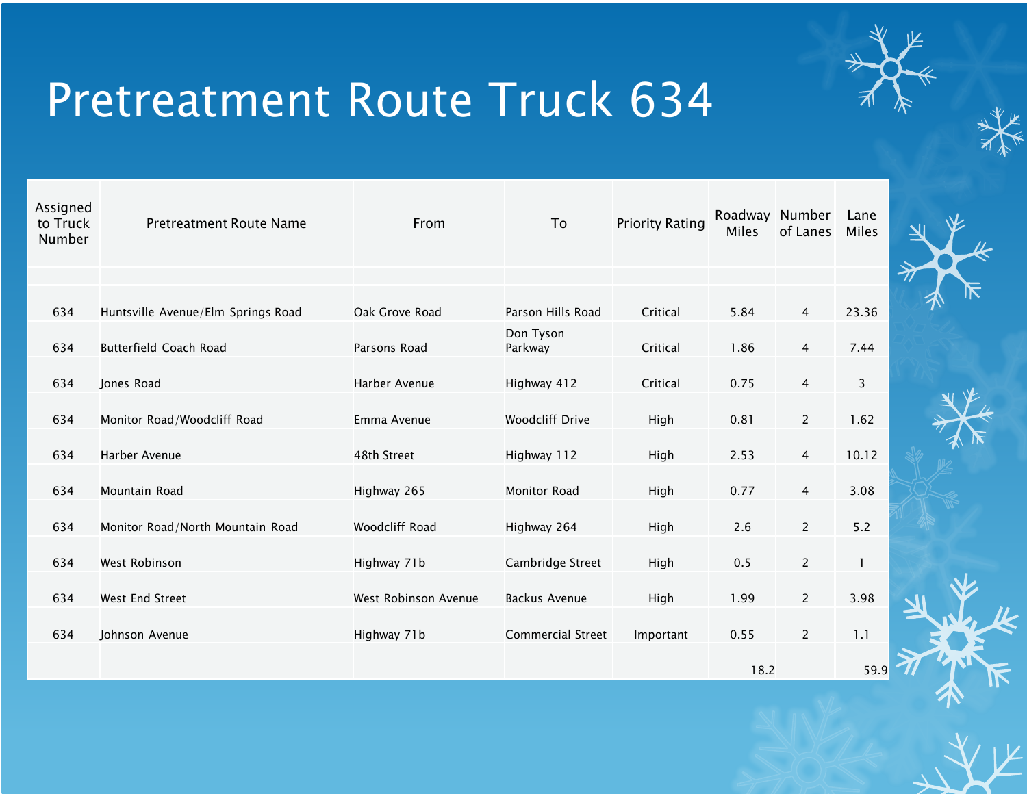# Pretreatment Route Truck 634

| Assigned to Truck Number | Pretreatment Route Name | From | To | Priority Rating | Roadway Miles | Number of Lanes | Lane Miles |
|---|---|---|---|---|---|---|---|
| | | | | | | | |
| 634 | Huntsville Avenue/Elm Springs Road | Oak Grove Road | Parson Hills Road | Critical | 5.84 | 4 | 23.36 |
| 634 | Butterfield Coach Road | Parsons Road | Don Tyson Parkway | Critical | 1.86 | 4 | 7.44 |
| 634 | Jones Road | Harber Avenue | Highway 412 | Critical | 0.75 | 4 | 3 |
| 634 | Monitor Road/Woodcliff Road | Emma Avenue | Woodcliff Drive | High | 0.81 | 2 | 1.62 |
| 634 | Harber Avenue | 48th Street | Highway 112 | High | 2.53 | 4 | 10.12 |
| 634 | Mountain Road | Highway 265 | Monitor Road | High | 0.77 | 4 | 3.08 |
| 634 | Monitor Road/North Mountain Road | Woodcliff Road | Highway 264 | High | 2.6 | 2 | 5.2 |
| 634 | West Robinson | Highway 71b | Cambridge Street | High | 0.5 | 2 | 1 |
| 634 | West End Street | West Robinson Avenue | Backus Avenue | High | 1.99 | 2 | 3.98 |
| 634 | Johnson Avenue | Highway 71b | Commercial Street | Important | 0.55 | 2 | 1.1 |
| | | | | | 18.2 | | 59.9 |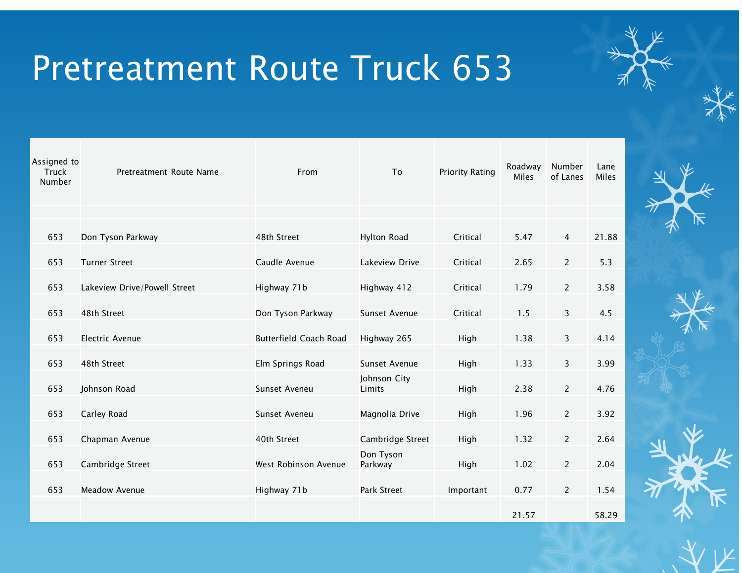# Pretreatment Route Truck 653

| Assigned to Truck Number | Pretreatment Route Name | From | To | Priority Rating | Roadway Miles | Number of Lanes | Lane Miles |
|---|---|---|---|---|---|---|---|
| | | | | | | | |
| 653 | Don Tyson Parkway | 48th Street | Hylton Road | Critical | 5.47 | 4 | 21.88 |
| 653 | Turner Street | Caudle Avenue | Lakeview Drive | Critical | 2.65 | 2 | 5.3 |
| 653 | Lakeview Drive/Powell Street | Highway 71b | Highway 412 | Critical | 1.79 | 2 | 3.58 |
| 653 | 48th Street | Don Tyson Parkway | Sunset Avenue | Critical | 1.5 | 3 | 4.5 |
| 653 | Electric Avenue | Butterfield Coach Road | Highway 265 | High | 1.38 | 3 | 4.14 |
| 653 | 48th Street | Elm Springs Road | Sunset Avenue | High | 1.33 | 3 | 3.99 |
| 653 | Johnson Road | Sunset Aveneu | Johnson City Limits | High | 2.38 | 2 | 4.76 |
| 653 | Carley Road | Sunset Aveneu | Magnolia Drive | High | 1.96 | 2 | 3.92 |
| 653 | Chapman Avenue | 40th Street | Cambridge Street | High | 1.32 | 2 | 2.64 |
| 653 | Cambridge Street | West Robinson Avenue | Don Tyson Parkway | High | 1.02 | 2 | 2.04 |
| 653 | Meadow Avenue | Highway 71b | Park Street | Important | 0.77 | 2 | 1.54 |
| | | | | | 21.57 | | 58.29 |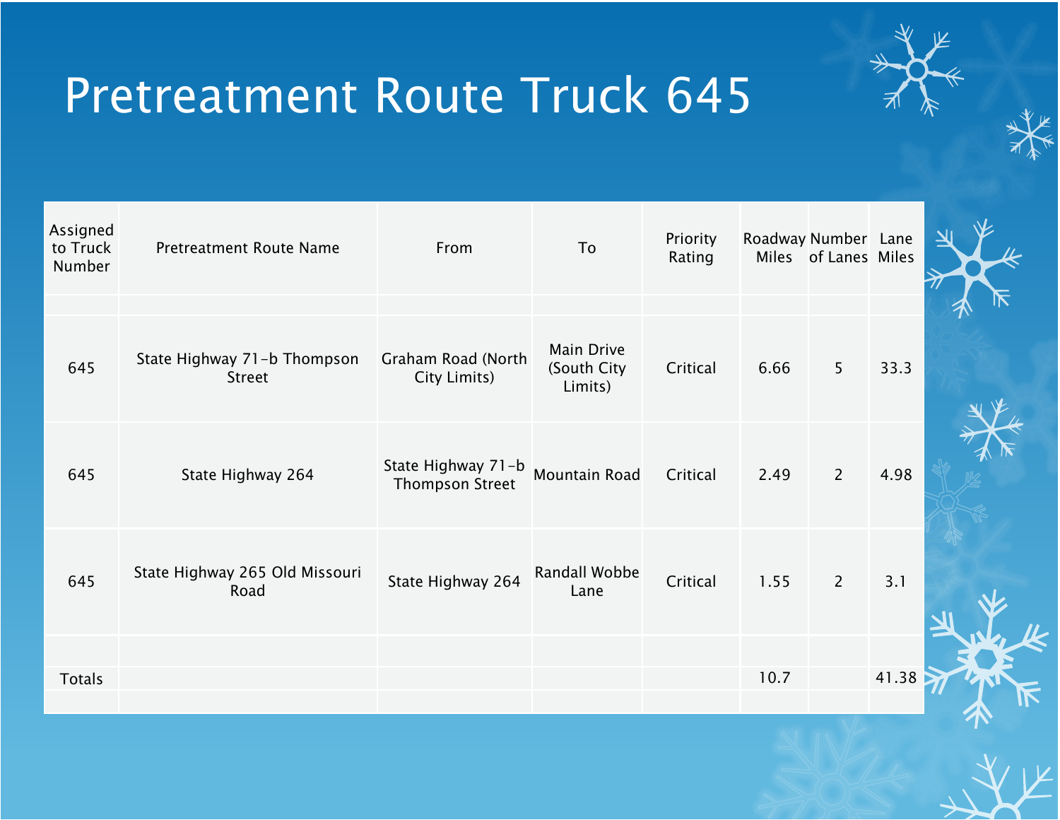# Pretreatment Route Truck 645

| Assigned to Truck Number | Pretreatment Route Name | From | To | Priority Rating | Roadway Miles | Number of Lanes | Lane Miles |
|---|---|---|---|---|---|---|---|
| | | | | | | | |
| 645 | State Highway 71-b Thompson Street | Graham Road (North City Limits) | Main Drive (South City Limits) | Critical | 6.66 | 5 | 33.3 |
| 645 | State Highway 264 | State Highway 71-b Thompson Street | Mountain Road | Critical | 2.49 | 2 | 4.98 |
| 645 | State Highway 265 Old Missouri Road | State Highway 264 | Randall Wobbe Lane | Critical | 1.55 | 2 | 3.1 |
| | | | | | | | |
| Totals | | | | | 10.7 | | 41.38 |
| | | | | | | | |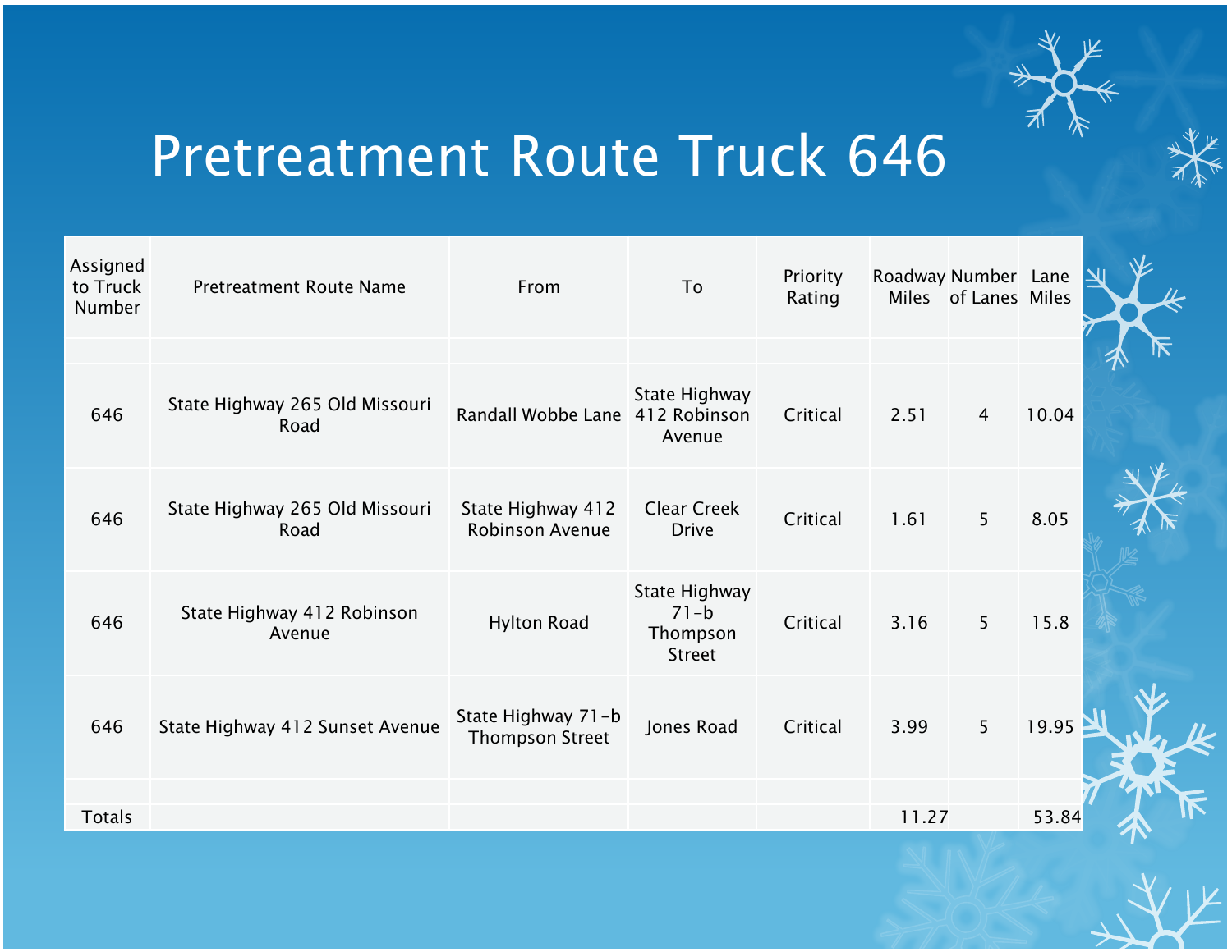# Pretreatment Route Truck 646

| Assigned to Truck Number | Pretreatment Route Name | From | To | Priority Rating | Roadway Miles | Number of Lanes | Lane Miles |
|---|---|---|---|---|---|---|---|
| | | | | | | | |
| 646 | State Highway 265 Old Missouri Road | Randall Wobbe Lane | State Highway 412 Robinson Avenue | Critical | 2.51 | 4 | 10.04 |
| 646 | State Highway 265 Old Missouri Road | State Highway 412 Robinson Avenue | Clear Creek Drive | Critical | 1.61 | 5 | 8.05 |
| 646 | State Highway 412 Robinson Avenue | Hylton Road | State Highway 71-b Thompson Street | Critical | 3.16 | 5 | 15.8 |
| 646 | State Highway 412 Sunset Avenue | State Highway 71-b Thompson Street | Jones Road | Critical | 3.99 | 5 | 19.95 |
| | | | | | | | |
| Totals | | | | | 11.27 | | 53.84 |